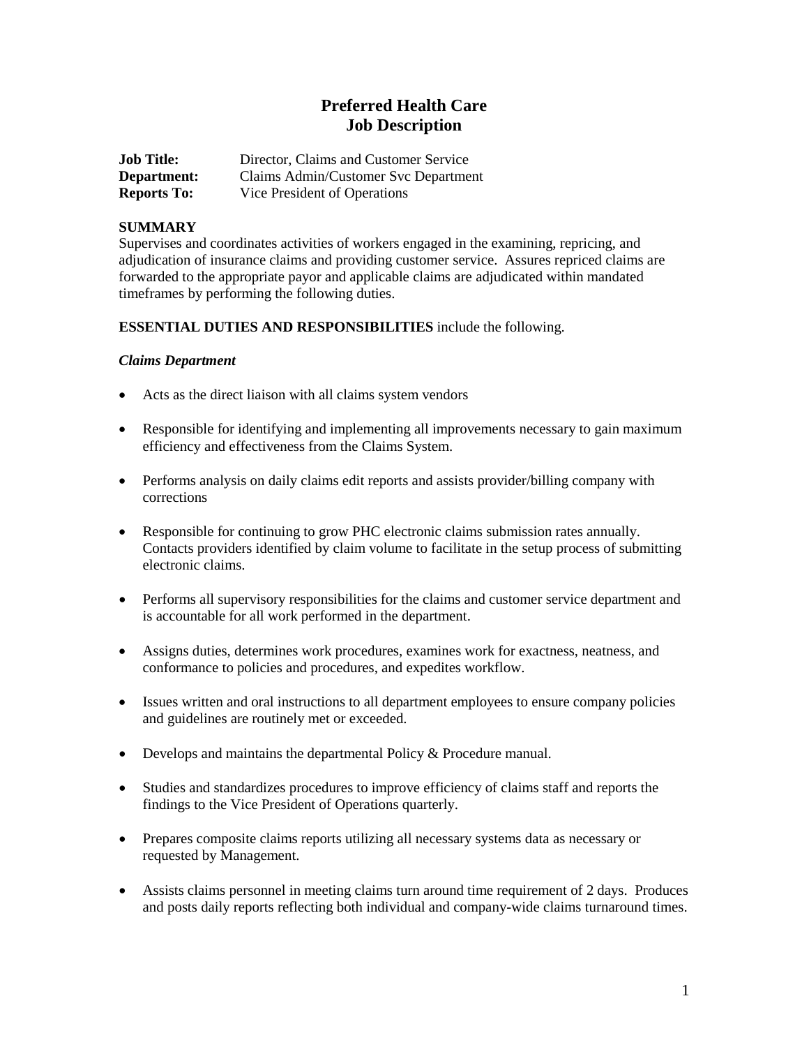# Preferred Health Care
# Job Description

**Job Title:** Director, Claims and Customer Service
**Department:** Claims Admin/Customer Svc Department
**Reports To:** Vice President of Operations

**SUMMARY**
Supervises and coordinates activities of workers engaged in the examining, repricing, and adjudication of insurance claims and providing customer service. Assures repriced claims are forwarded to the appropriate payor and applicable claims are adjudicated within mandated timeframes by performing the following duties.

**ESSENTIAL DUTIES AND RESPONSIBILITIES** include the following.

***Claims Department***

- Acts as the direct liaison with all claims system vendors
- Responsible for identifying and implementing all improvements necessary to gain maximum efficiency and effectiveness from the Claims System.
- Performs analysis on daily claims edit reports and assists provider/billing company with corrections
- Responsible for continuing to grow PHC electronic claims submission rates annually. Contacts providers identified by claim volume to facilitate in the setup process of submitting electronic claims.
- Performs all supervisory responsibilities for the claims and customer service department and is accountable for all work performed in the department.
- Assigns duties, determines work procedures, examines work for exactness, neatness, and conformance to policies and procedures, and expedites workflow.
- Issues written and oral instructions to all department employees to ensure company policies and guidelines are routinely met or exceeded.
- Develops and maintains the departmental Policy & Procedure manual.
- Studies and standardizes procedures to improve efficiency of claims staff and reports the findings to the Vice President of Operations quarterly.
- Prepares composite claims reports utilizing all necessary systems data as necessary or requested by Management.
- Assists claims personnel in meeting claims turn around time requirement of 2 days. Produces and posts daily reports reflecting both individual and company-wide claims turnaround times.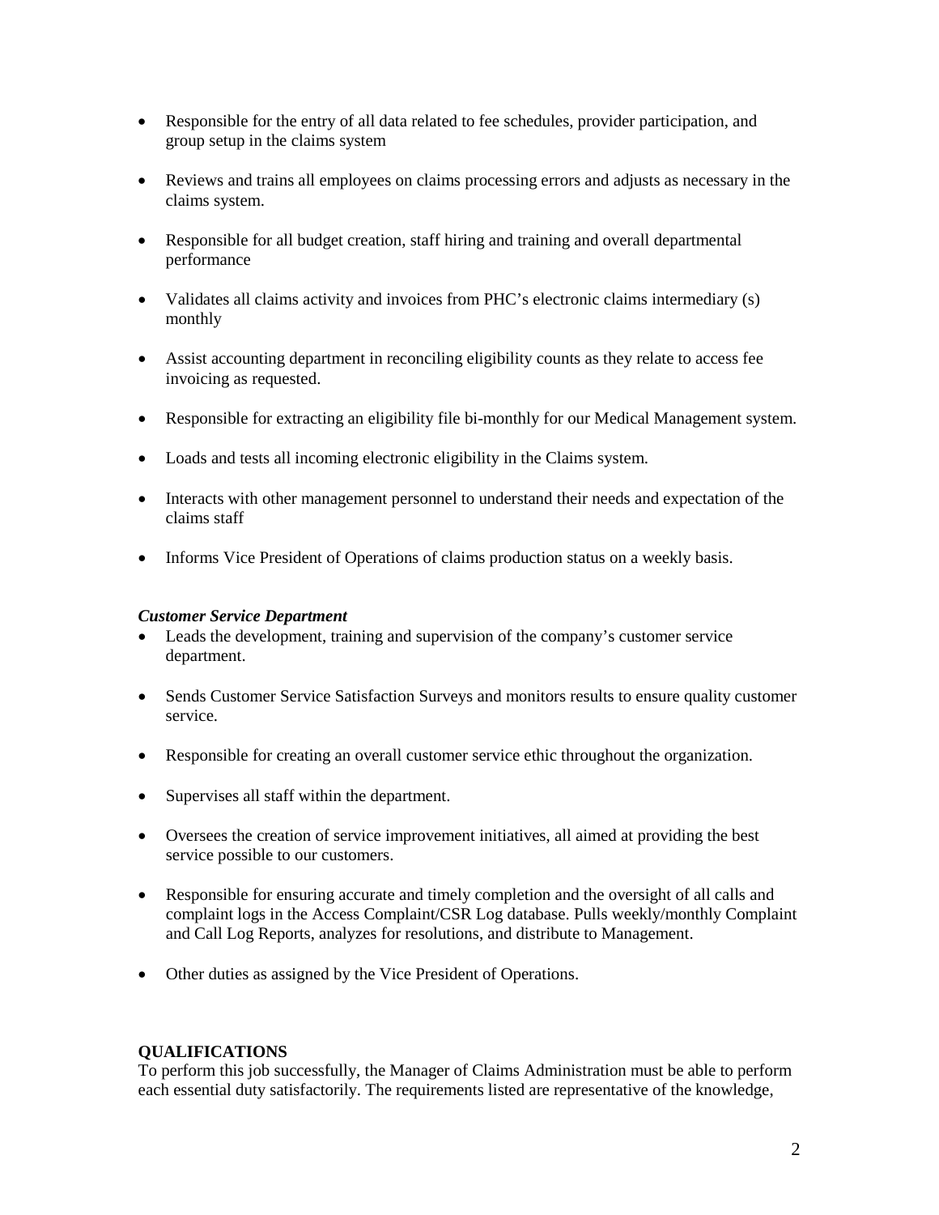- Responsible for the entry of all data related to fee schedules, provider participation, and group setup in the claims system

- Reviews and trains all employees on claims processing errors and adjusts as necessary in the claims system.

- Responsible for all budget creation, staff hiring and training and overall departmental performance

- Validates all claims activity and invoices from PHC's electronic claims intermediary (s) monthly

- Assist accounting department in reconciling eligibility counts as they relate to access fee invoicing as requested.

- Responsible for extracting an eligibility file bi-monthly for our Medical Management system.

- Loads and tests all incoming electronic eligibility in the Claims system.

- Interacts with other management personnel to understand their needs and expectation of the claims staff

- Informs Vice President of Operations of claims production status on a weekly basis.

***Customer Service Department***

- Leads the development, training and supervision of the company's customer service department.

- Sends Customer Service Satisfaction Surveys and monitors results to ensure quality customer service.

- Responsible for creating an overall customer service ethic throughout the organization.

- Supervises all staff within the department.

- Oversees the creation of service improvement initiatives, all aimed at providing the best service possible to our customers.

- Responsible for ensuring accurate and timely completion and the oversight of all calls and complaint logs in the Access Complaint/CSR Log database. Pulls weekly/monthly Complaint and Call Log Reports, analyzes for resolutions, and distribute to Management.

- Other duties as assigned by the Vice President of Operations.

**QUALIFICATIONS**

To perform this job successfully, the Manager of Claims Administration must be able to perform each essential duty satisfactorily. The requirements listed are representative of the knowledge,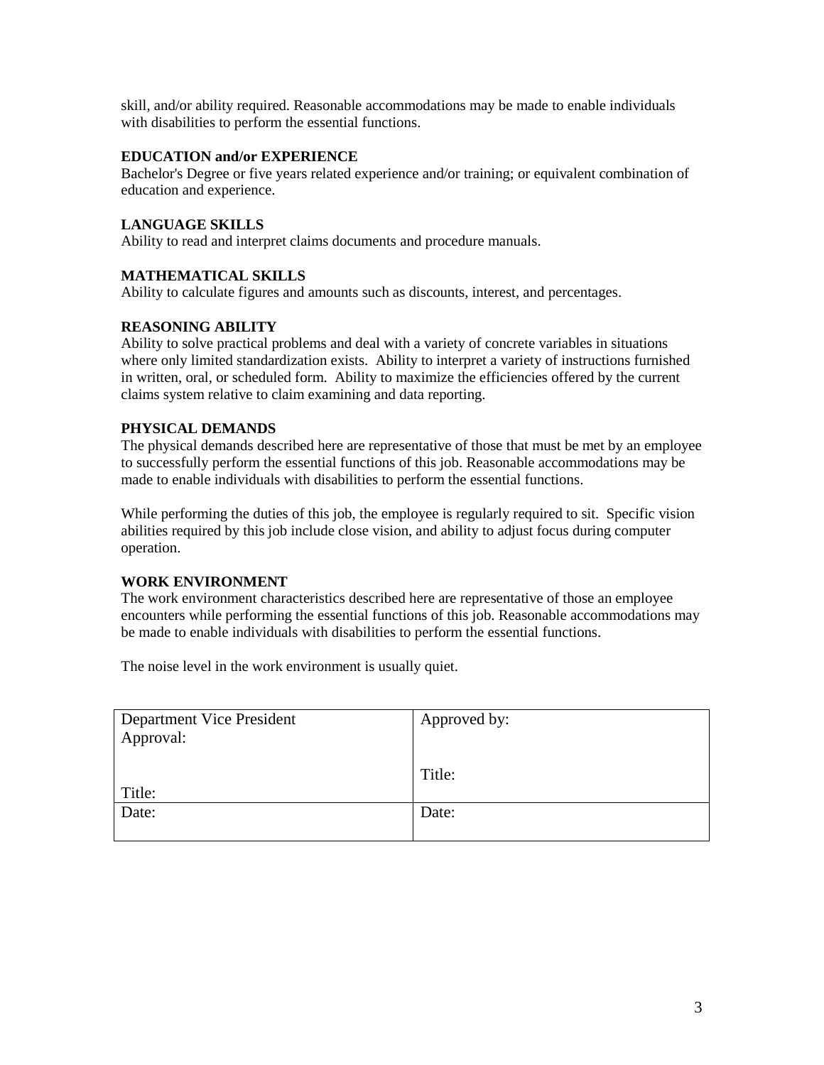skill, and/or ability required. Reasonable accommodations may be made to enable individuals with disabilities to perform the essential functions.

**EDUCATION and/or EXPERIENCE**

Bachelor's Degree or five years related experience and/or training; or equivalent combination of education and experience.

**LANGUAGE SKILLS**

Ability to read and interpret claims documents and procedure manuals.

**MATHEMATICAL SKILLS**

Ability to calculate figures and amounts such as discounts, interest, and percentages.

**REASONING ABILITY**

Ability to solve practical problems and deal with a variety of concrete variables in situations where only limited standardization exists. Ability to interpret a variety of instructions furnished in written, oral, or scheduled form. Ability to maximize the efficiencies offered by the current claims system relative to claim examining and data reporting.

**PHYSICAL DEMANDS**

The physical demands described here are representative of those that must be met by an employee to successfully perform the essential functions of this job. Reasonable accommodations may be made to enable individuals with disabilities to perform the essential functions.

While performing the duties of this job, the employee is regularly required to sit. Specific vision abilities required by this job include close vision, and ability to adjust focus during computer operation.

**WORK ENVIRONMENT**

The work environment characteristics described here are representative of those an employee encounters while performing the essential functions of this job. Reasonable accommodations may be made to enable individuals with disabilities to perform the essential functions.

The noise level in the work environment is usually quiet.

| | |
|---|---|
| Department Vice President Approval:<br><br>Title: | Approved by:<br><br>Title: |
| Date: | Date: |